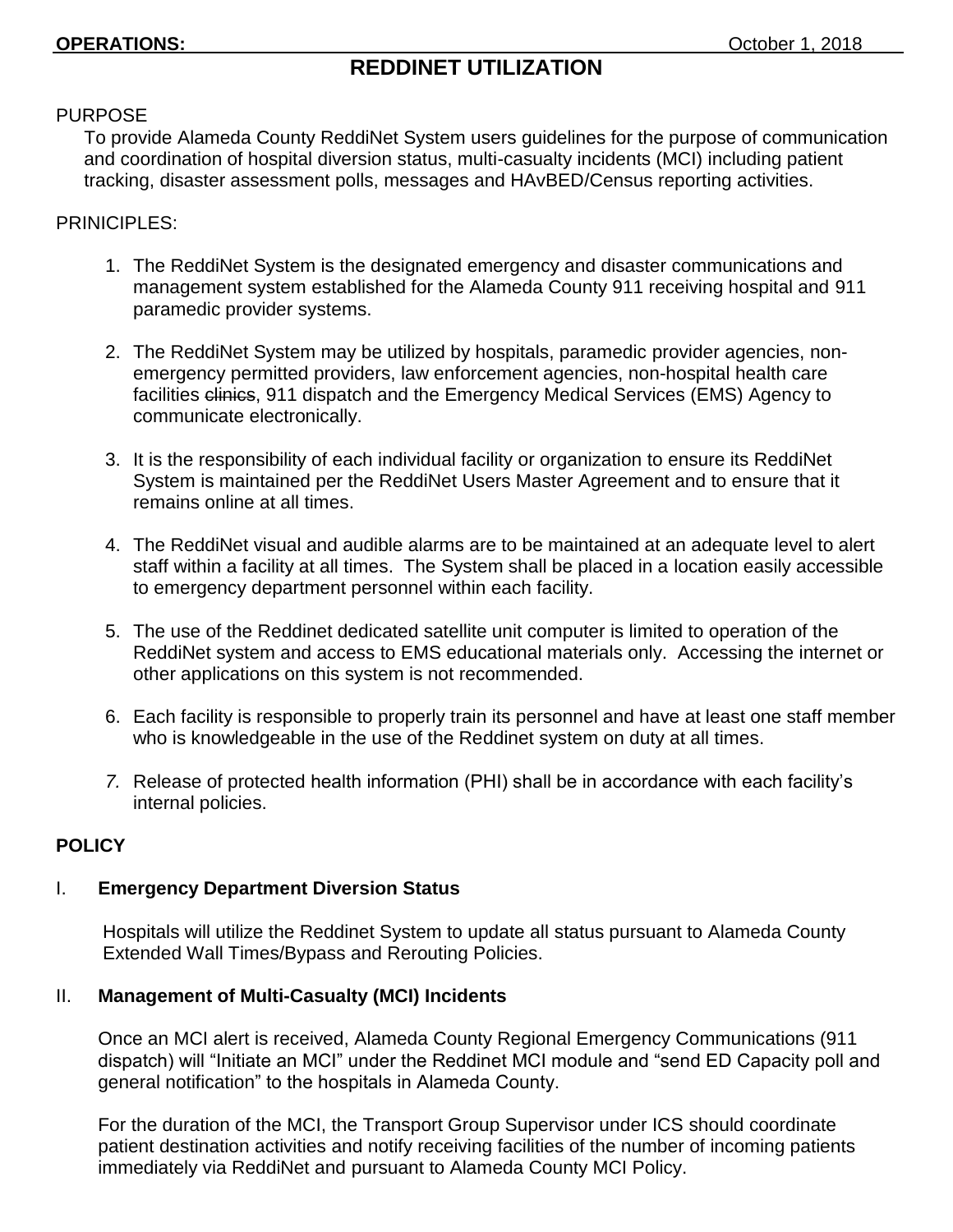**OPERATIONS:** October 1, 2018

# REDDINET UTILIZATION

PURPOSE

To provide Alameda County ReddiNet System users guidelines for the purpose of communication and coordination of hospital diversion status, multi-casualty incidents (MCI) including patient tracking, disaster assessment polls, messages and HAvBED/Census reporting activities.

PRINICIPLES:

1. The ReddiNet System is the designated emergency and disaster communications and management system established for the Alameda County 911 receiving hospital and 911 paramedic provider systems.

2. The ReddiNet System may be utilized by hospitals, paramedic provider agencies, non-emergency permitted providers, law enforcement agencies, non-hospital health care facilities ~~clinics~~, 911 dispatch and the Emergency Medical Services (EMS) Agency to communicate electronically.

3. It is the responsibility of each individual facility or organization to ensure its ReddiNet System is maintained per the ReddiNet Users Master Agreement and to ensure that it remains online at all times.

4. The ReddiNet visual and audible alarms are to be maintained at an adequate level to alert staff within a facility at all times. The System shall be placed in a location easily accessible to emergency department personnel within each facility.

5. The use of the Reddinet dedicated satellite unit computer is limited to operation of the ReddiNet system and access to EMS educational materials only. Accessing the internet or other applications on this system is not recommended.

6. Each facility is responsible to properly train its personnel and have at least one staff member who is knowledgeable in the use of the Reddinet system on duty at all times.

7. Release of protected health information (PHI) shall be in accordance with each facility's internal policies.

**POLICY**

## I. Emergency Department Diversion Status

Hospitals will utilize the Reddinet System to update all status pursuant to Alameda County Extended Wall Times/Bypass and Rerouting Policies.

## II. Management of Multi-Casualty (MCI) Incidents

Once an MCI alert is received, Alameda County Regional Emergency Communications (911 dispatch) will "Initiate an MCI" under the Reddinet MCI module and "send ED Capacity poll and general notification" to the hospitals in Alameda County.

For the duration of the MCI, the Transport Group Supervisor under ICS should coordinate patient destination activities and notify receiving facilities of the number of incoming patients immediately via ReddiNet and pursuant to Alameda County MCI Policy.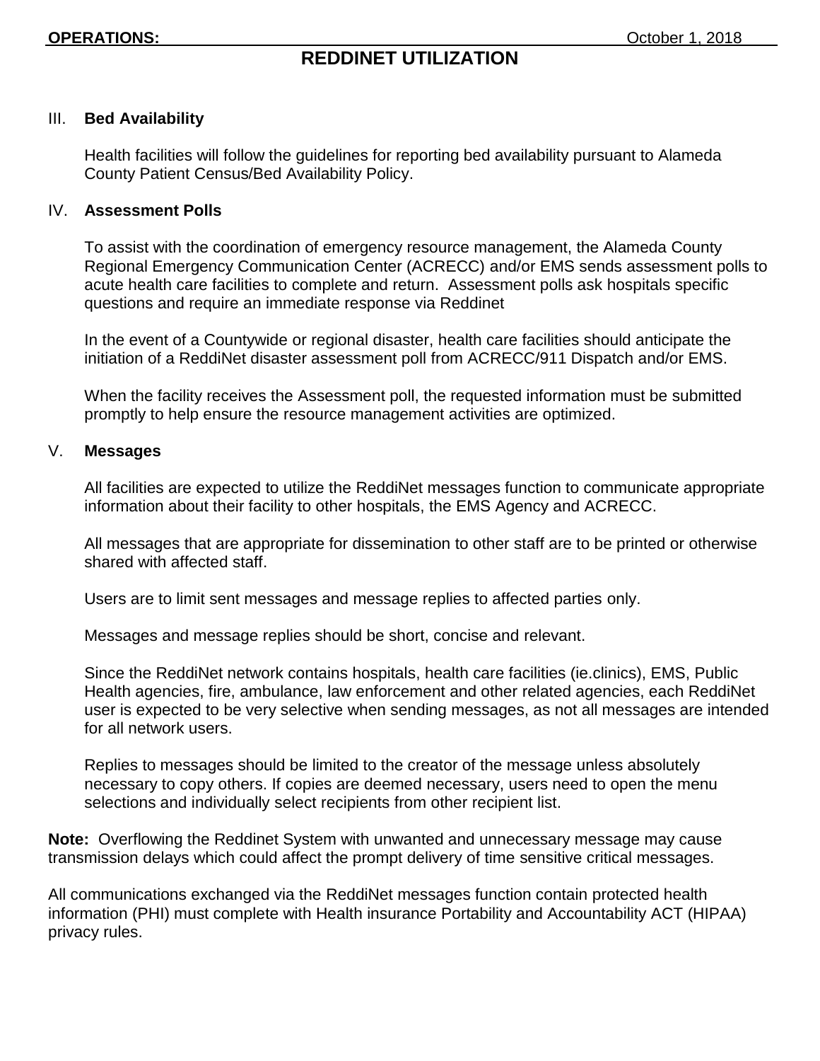## REDDINET UTILIZATION

### III. Bed Availability

Health facilities will follow the guidelines for reporting bed availability pursuant to Alameda County Patient Census/Bed Availability Policy.

### IV. Assessment Polls

To assist with the coordination of emergency resource management, the Alameda County Regional Emergency Communication Center (ACRECC) and/or EMS sends assessment polls to acute health care facilities to complete and return. Assessment polls ask hospitals specific questions and require an immediate response via Reddinet

In the event of a Countywide or regional disaster, health care facilities should anticipate the initiation of a ReddiNet disaster assessment poll from ACRECC/911 Dispatch and/or EMS.

When the facility receives the Assessment poll, the requested information must be submitted promptly to help ensure the resource management activities are optimized.

### V. Messages

All facilities are expected to utilize the ReddiNet messages function to communicate appropriate information about their facility to other hospitals, the EMS Agency and ACRECC.

All messages that are appropriate for dissemination to other staff are to be printed or otherwise shared with affected staff.

Users are to limit sent messages and message replies to affected parties only.

Messages and message replies should be short, concise and relevant.

Since the ReddiNet network contains hospitals, health care facilities (ie.clinics), EMS, Public Health agencies, fire, ambulance, law enforcement and other related agencies, each ReddiNet user is expected to be very selective when sending messages, as not all messages are intended for all network users.

Replies to messages should be limited to the creator of the message unless absolutely necessary to copy others. If copies are deemed necessary, users need to open the menu selections and individually select recipients from other recipient list.

**Note:** Overflowing the Reddinet System with unwanted and unnecessary message may cause transmission delays which could affect the prompt delivery of time sensitive critical messages.

All communications exchanged via the ReddiNet messages function contain protected health information (PHI) must complete with Health insurance Portability and Accountability ACT (HIPAA) privacy rules.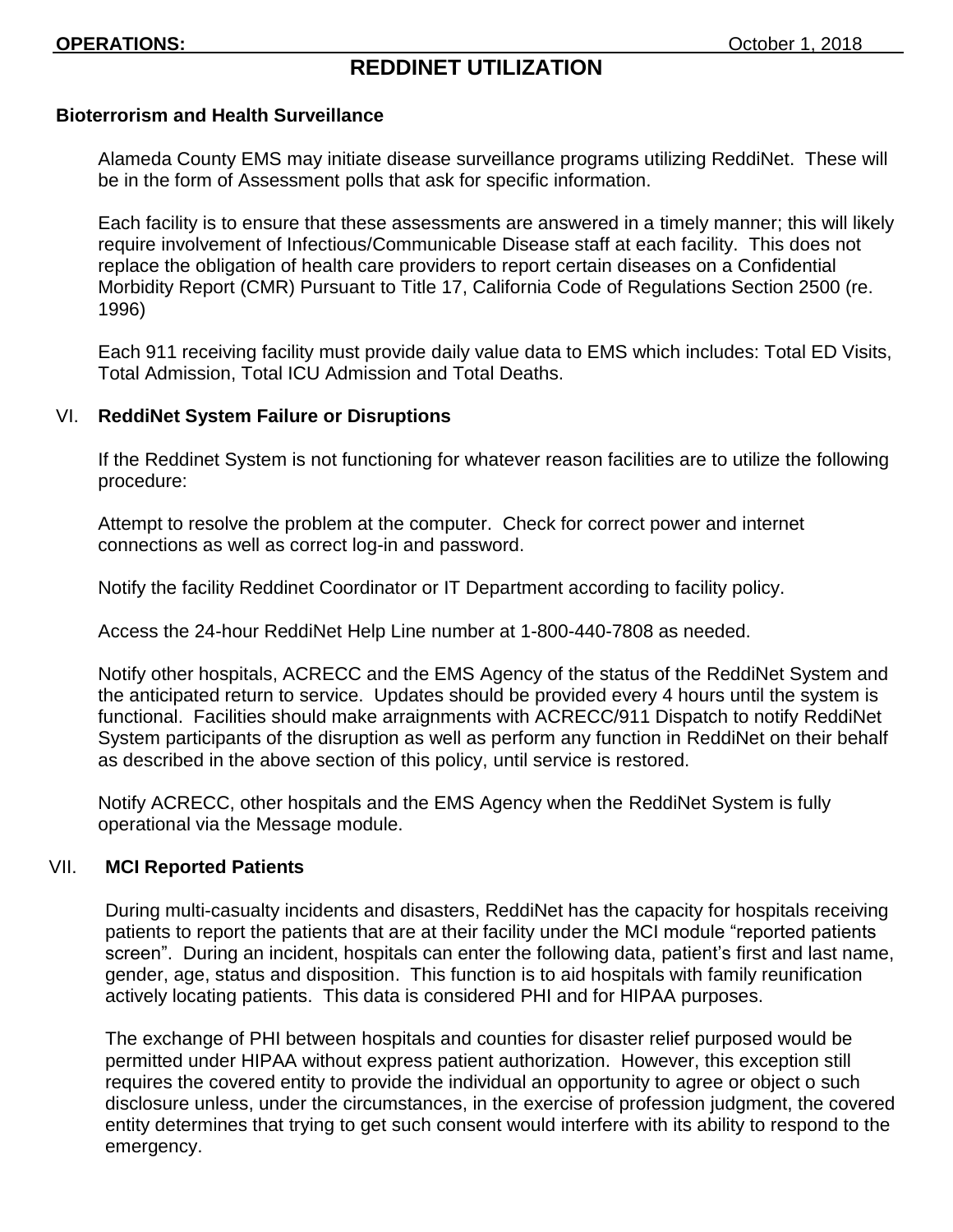## Bioterrorism and Health Surveillance

Alameda County EMS may initiate disease surveillance programs utilizing ReddiNet. These will be in the form of Assessment polls that ask for specific information.

Each facility is to ensure that these assessments are answered in a timely manner; this will likely require involvement of Infectious/Communicable Disease staff at each facility. This does not replace the obligation of health care providers to report certain diseases on a Confidential Morbidity Report (CMR) Pursuant to Title 17, California Code of Regulations Section 2500 (re. 1996)

Each 911 receiving facility must provide daily value data to EMS which includes: Total ED Visits, Total Admission, Total ICU Admission and Total Deaths.

## VI. ReddiNet System Failure or Disruptions

If the Reddinet System is not functioning for whatever reason facilities are to utilize the following procedure:

Attempt to resolve the problem at the computer. Check for correct power and internet connections as well as correct log-in and password.

Notify the facility Reddinet Coordinator or IT Department according to facility policy.

Access the 24-hour ReddiNet Help Line number at 1-800-440-7808 as needed.

Notify other hospitals, ACRECC and the EMS Agency of the status of the ReddiNet System and the anticipated return to service. Updates should be provided every 4 hours until the system is functional. Facilities should make arraignments with ACRECC/911 Dispatch to notify ReddiNet System participants of the disruption as well as perform any function in ReddiNet on their behalf as described in the above section of this policy, until service is restored.

Notify ACRECC, other hospitals and the EMS Agency when the ReddiNet System is fully operational via the Message module.

## VII. MCI Reported Patients

During multi-casualty incidents and disasters, ReddiNet has the capacity for hospitals receiving patients to report the patients that are at their facility under the MCI module "reported patients screen". During an incident, hospitals can enter the following data, patient's first and last name, gender, age, status and disposition. This function is to aid hospitals with family reunification actively locating patients. This data is considered PHI and for HIPAA purposes.

The exchange of PHI between hospitals and counties for disaster relief purposed would be permitted under HIPAA without express patient authorization. However, this exception still requires the covered entity to provide the individual an opportunity to agree or object o such disclosure unless, under the circumstances, in the exercise of profession judgment, the covered entity determines that trying to get such consent would interfere with its ability to respond to the emergency.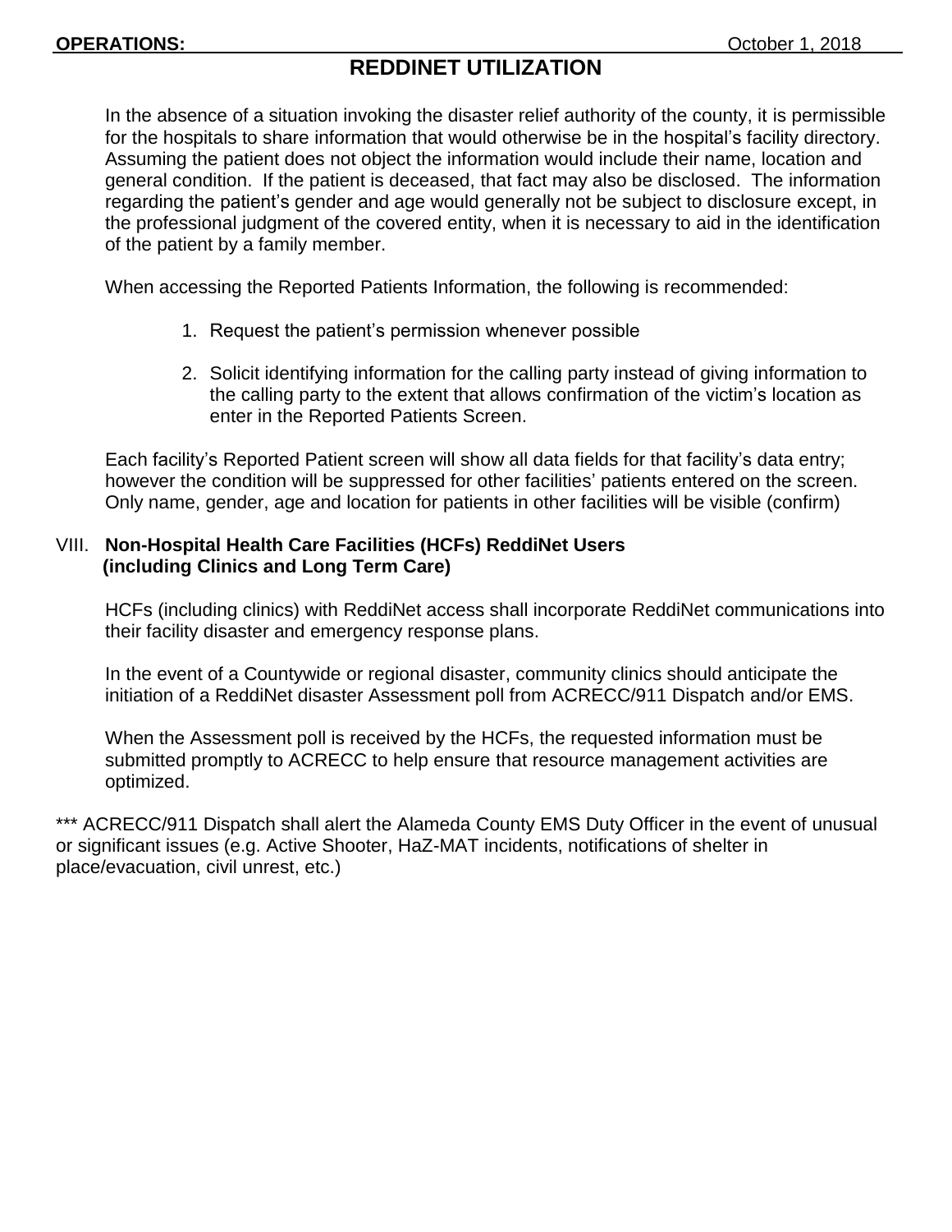In the absence of a situation invoking the disaster relief authority of the county, it is permissible for the hospitals to share information that would otherwise be in the hospital's facility directory. Assuming the patient does not object the information would include their name, location and general condition. If the patient is deceased, that fact may also be disclosed. The information regarding the patient's gender and age would generally not be subject to disclosure except, in the professional judgment of the covered entity, when it is necessary to aid in the identification of the patient by a family member.

When accessing the Reported Patients Information, the following is recommended:

1. Request the patient's permission whenever possible
2. Solicit identifying information for the calling party instead of giving information to the calling party to the extent that allows confirmation of the victim's location as enter in the Reported Patients Screen.

Each facility's Reported Patient screen will show all data fields for that facility's data entry; however the condition will be suppressed for other facilities' patients entered on the screen. Only name, gender, age and location for patients in other facilities will be visible (confirm)

## VIII. Non-Hospital Health Care Facilities (HCFs) ReddiNet Users (including Clinics and Long Term Care)

HCFs (including clinics) with ReddiNet access shall incorporate ReddiNet communications into their facility disaster and emergency response plans.

In the event of a Countywide or regional disaster, community clinics should anticipate the initiation of a ReddiNet disaster Assessment poll from ACRECC/911 Dispatch and/or EMS.

When the Assessment poll is received by the HCFs, the requested information must be submitted promptly to ACRECC to help ensure that resource management activities are optimized.

*** ACRECC/911 Dispatch shall alert the Alameda County EMS Duty Officer in the event of unusual or significant issues (e.g. Active Shooter, HaZ-MAT incidents, notifications of shelter in place/evacuation, civil unrest, etc.)